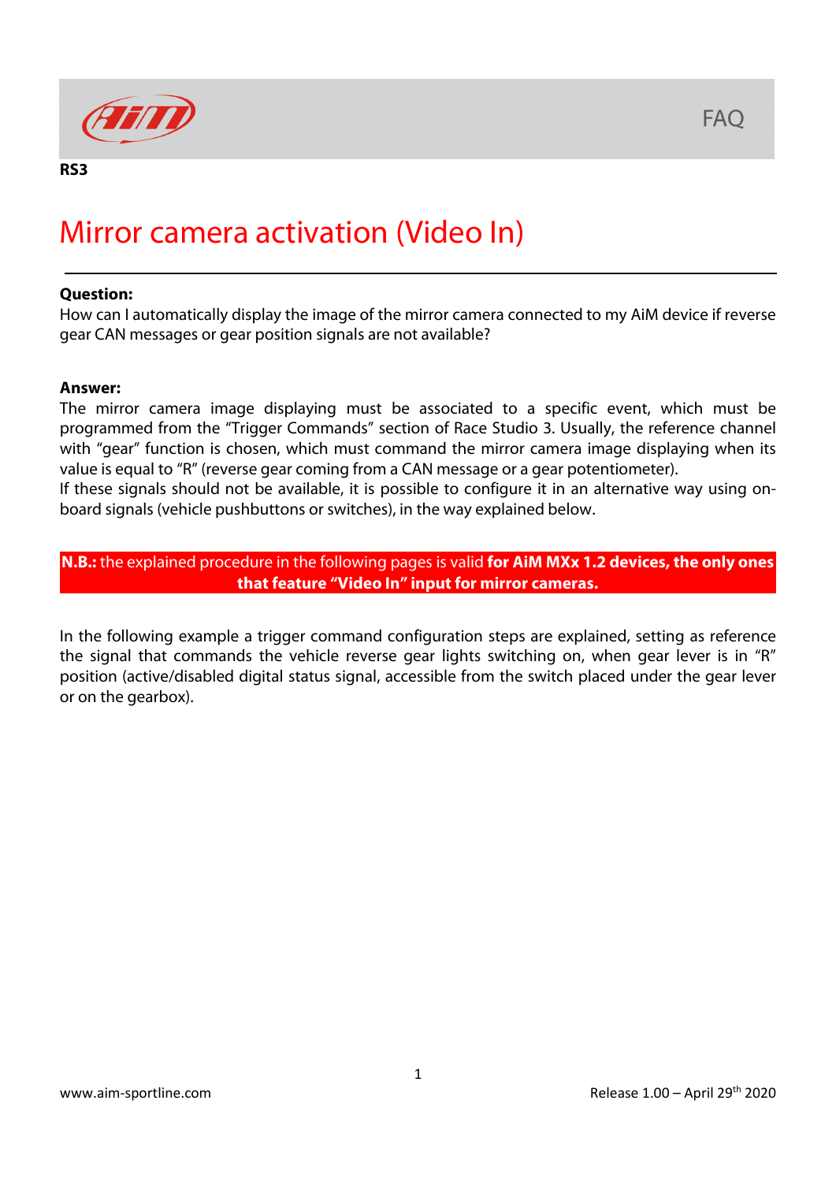RS3

# Mirror camera activation (Video In)

**Question:**
How can I automatically display the image of the mirror camera connected to my AiM device if reverse gear CAN messages or gear position signals are not available?

**Answer:**
The mirror camera image displaying must be associated to a specific event, which must be programmed from the "Trigger Commands" section of Race Studio 3. Usually, the reference channel with "gear" function is chosen, which must command the mirror camera image displaying when its value is equal to "R" (reverse gear coming from a CAN message or a gear potentiometer).
If these signals should not be available, it is possible to configure it in an alternative way using on-board signals (vehicle pushbuttons or switches), in the way explained below.

**N.B.:** the explained procedure in the following pages is valid **for AiM MXx 1.2 devices, the only ones that feature "Video In" input for mirror cameras.**

In the following example a trigger command configuration steps are explained, setting as reference the signal that commands the vehicle reverse gear lights switching on, when gear lever is in "R" position (active/disabled digital status signal, accessible from the switch placed under the gear lever or on the gearbox).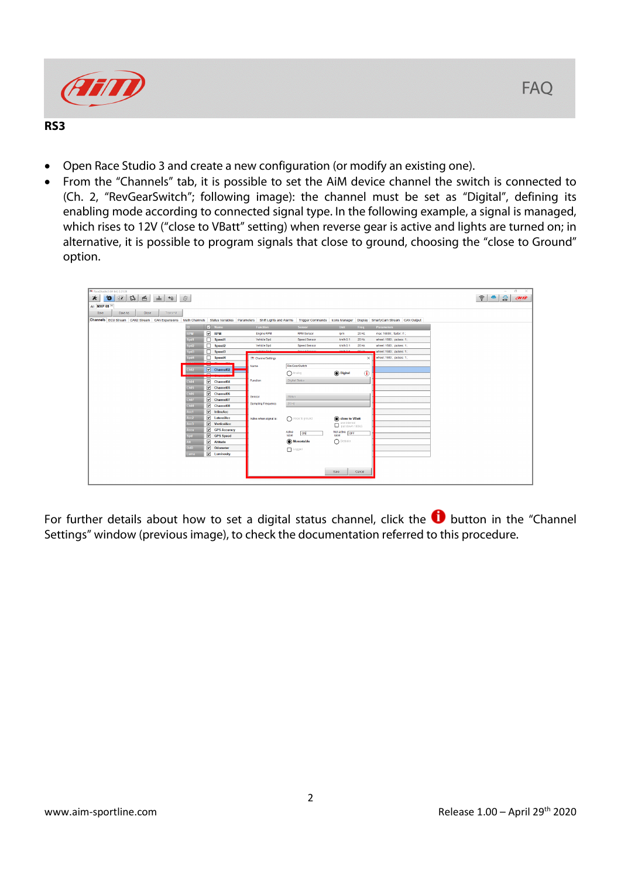**RS3**

- Open Race Studio 3 and create a new configuration (or modify an existing one).
- From the "Channels" tab, it is possible to set the AiM device channel the switch is connected to (Ch. 2, "RevGearSwitch"; following image): the channel must be set as "Digital", defining its enabling mode according to connected signal type. In the following example, a signal is managed, which rises to 12V ("close to VBatt" setting) when reverse gear is active and lights are turned on; in alternative, it is possible to program signals that close to ground, choosing the "close to Ground" option.

For further details about how to set a digital status channel, click the button in the "Channel Settings" window (previous image), to check the documentation referred to this procedure.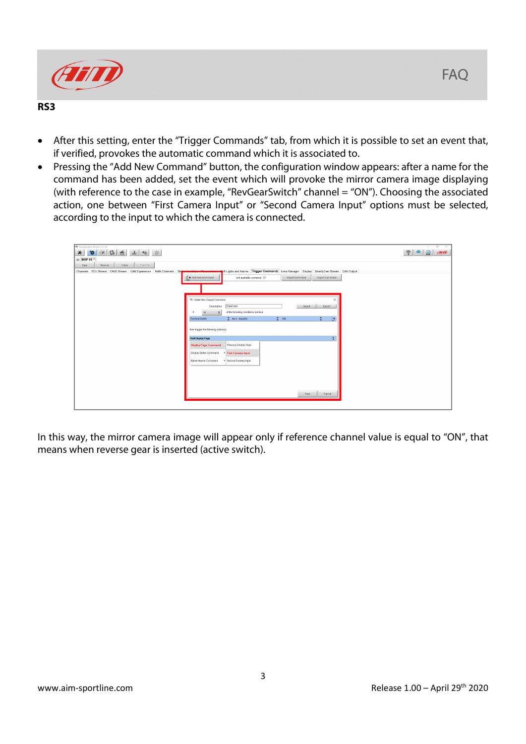**RS3**

- After this setting, enter the "Trigger Commands" tab, from which it is possible to set an event that, if verified, provokes the automatic command which it is associated to.
- Pressing the "Add New Command" button, the configuration window appears: after a name for the command has been added, set the event which will provoke the mirror camera image displaying (with reference to the case in example, "RevGearSwitch" channel = "ON"). Choosing the associated action, one between "First Camera Input" or "Second Camera Input" options must be selected, according to the input to which the camera is connected.

In this way, the mirror camera image will appear only if reference channel value is equal to "ON", that means when reverse gear is inserted (active switch).